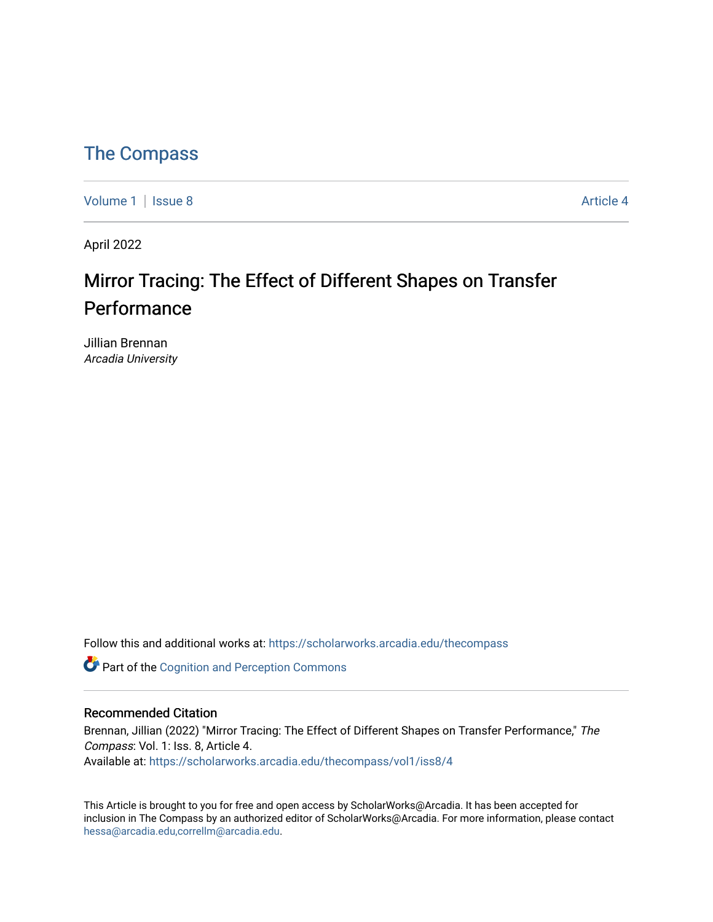The Compass

Volume 1 | Issue 8 Article 4

April 2022

# Mirror Tracing: The Effect of Different Shapes on Transfer Performance

Jillian Brennan
*Arcadia University*

Follow this and additional works at: https://scholarworks.arcadia.edu/thecompass

Part of the Cognition and Perception Commons

## Recommended Citation

Brennan, Jillian (2022) "Mirror Tracing: The Effect of Different Shapes on Transfer Performance," *The Compass*: Vol. 1: Iss. 8, Article 4.
Available at: https://scholarworks.arcadia.edu/thecompass/vol1/iss8/4

This Article is brought to you for free and open access by ScholarWorks@Arcadia. It has been accepted for inclusion in The Compass by an authorized editor of ScholarWorks@Arcadia. For more information, please contact hessa@arcadia.edu,correllm@arcadia.edu.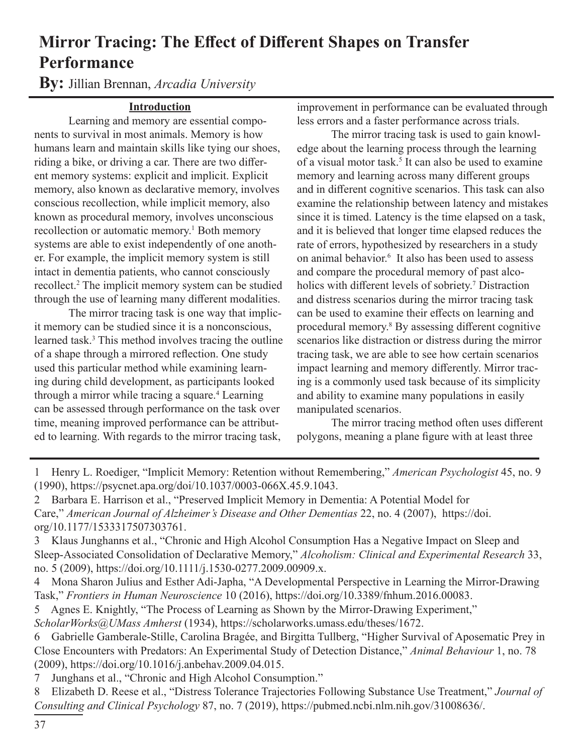# Mirror Tracing: The Effect of Different Shapes on Transfer Performance

**By:** Jillian Brennan, *Arcadia University*

## Introduction

Learning and memory are essential components to survival in most animals. Memory is how humans learn and maintain skills like tying our shoes, riding a bike, or driving a car. There are two different memory systems: explicit and implicit. Explicit memory, also known as declarative memory, involves conscious recollection, while implicit memory, also known as procedural memory, involves unconscious recollection or automatic memory.[1] Both memory systems are able to exist independently of one another. For example, the implicit memory system is still intact in dementia patients, who cannot consciously recollect.[2] The implicit memory system can be studied through the use of learning many different modalities.

The mirror tracing task is one way that implicit memory can be studied since it is a nonconscious, learned task.[3] This method involves tracing the outline of a shape through a mirrored reflection. One study used this particular method while examining learning during child development, as participants looked through a mirror while tracing a square.[4] Learning can be assessed through performance on the task over time, meaning improved performance can be attributed to learning. With regards to the mirror tracing task, improvement in performance can be evaluated through less errors and a faster performance across trials.

The mirror tracing task is used to gain knowledge about the learning process through the learning of a visual motor task.[5] It can also be used to examine memory and learning across many different groups and in different cognitive scenarios. This task can also examine the relationship between latency and mistakes since it is timed. Latency is the time elapsed on a task, and it is believed that longer time elapsed reduces the rate of errors, hypothesized by researchers in a study on animal behavior.[6] It also has been used to assess and compare the procedural memory of past alcoholics with different levels of sobriety.[7] Distraction and distress scenarios during the mirror tracing task can be used to examine their effects on learning and procedural memory.[8] By assessing different cognitive scenarios like distraction or distress during the mirror tracing task, we are able to see how certain scenarios impact learning and memory differently. Mirror tracing is a commonly used task because of its simplicity and ability to examine many populations in easily manipulated scenarios.

The mirror tracing method often uses different polygons, meaning a plane figure with at least three

---

1 Henry L. Roediger, "Implicit Memory: Retention without Remembering," *American Psychologist* 45, no. 9 (1990), https://psycnet.apa.org/doi/10.1037/0003-066X.45.9.1043.

2 Barbara E. Harrison et al., "Preserved Implicit Memory in Dementia: A Potential Model for Care," *American Journal of Alzheimer's Disease and Other Dementias* 22, no. 4 (2007), https://doi.org/10.1177/1533317507303761.

3 Klaus Junghanns et al., "Chronic and High Alcohol Consumption Has a Negative Impact on Sleep and Sleep-Associated Consolidation of Declarative Memory," *Alcoholism: Clinical and Experimental Research* 33, no. 5 (2009), https://doi.org/10.1111/j.1530-0277.2009.00909.x.

4 Mona Sharon Julius and Esther Adi-Japha, "A Developmental Perspective in Learning the Mirror-Drawing Task," *Frontiers in Human Neuroscience* 10 (2016), https://doi.org/10.3389/fnhum.2016.00083.

5 Agnes E. Knightly, "The Process of Learning as Shown by the Mirror-Drawing Experiment," *ScholarWorks@UMass Amherst* (1934), https://scholarworks.umass.edu/theses/1672.

6 Gabrielle Gamberale-Stille, Carolina Bragée, and Birgitta Tullberg, "Higher Survival of Aposematic Prey in Close Encounters with Predators: An Experimental Study of Detection Distance," *Animal Behaviour* 1, no. 78 (2009), https://doi.org/10.1016/j.anbehav.2009.04.015.

7 Junghans et al., "Chronic and High Alcohol Consumption."

8 Elizabeth D. Reese et al., "Distress Tolerance Trajectories Following Substance Use Treatment," *Journal of Consulting and Clinical Psychology* 87, no. 7 (2019), https://pubmed.ncbi.nlm.nih.gov/31008636/.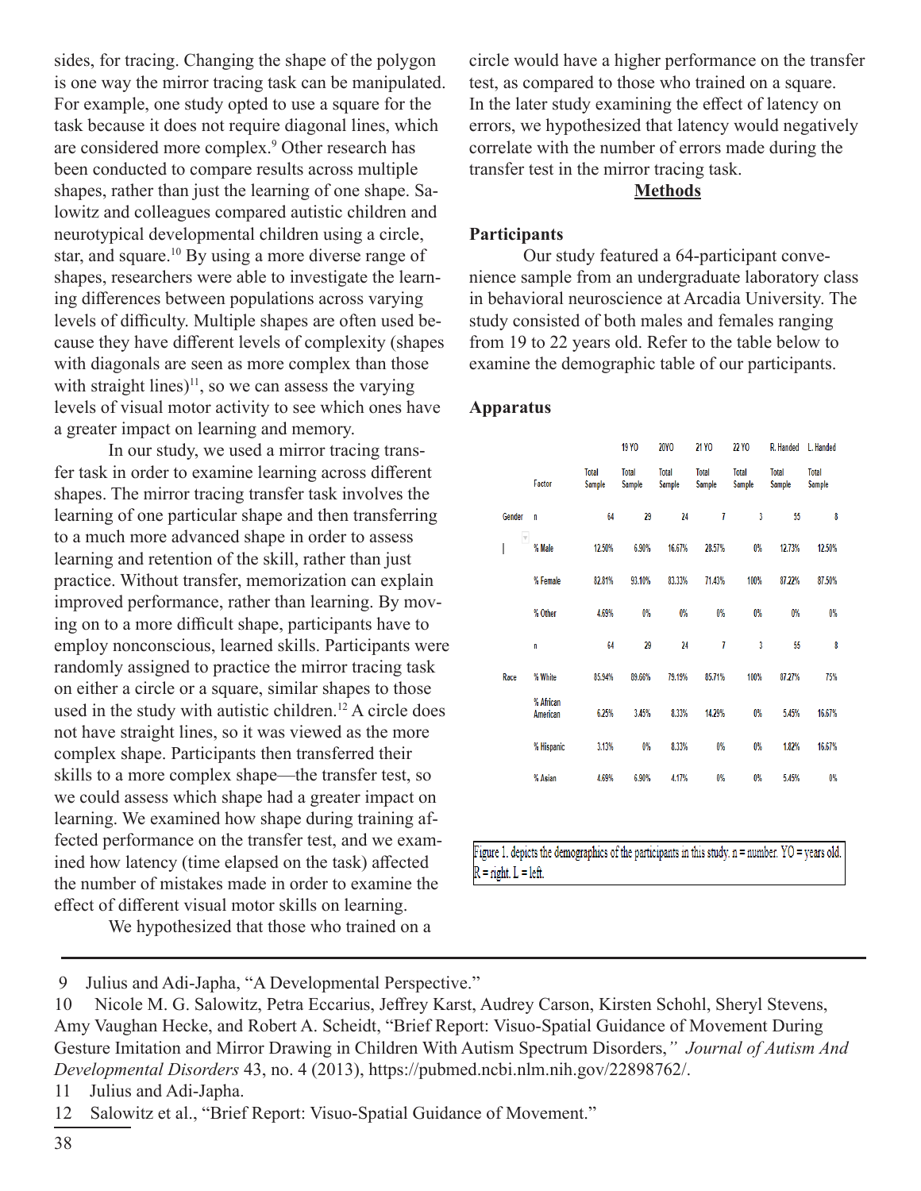sides, for tracing. Changing the shape of the polygon is one way the mirror tracing task can be manipulated. For example, one study opted to use a square for the task because it does not require diagonal lines, which are considered more complex.[9] Other research has been conducted to compare results across multiple shapes, rather than just the learning of one shape. Salowitz and colleagues compared autistic children and neurotypical developmental children using a circle, star, and square.[10] By using a more diverse range of shapes, researchers were able to investigate the learning differences between populations across varying levels of difficulty. Multiple shapes are often used because they have different levels of complexity (shapes with diagonals are seen as more complex than those with straight lines)[11], so we can assess the varying levels of visual motor activity to see which ones have a greater impact on learning and memory.

In our study, we used a mirror tracing transfer task in order to examine learning across different shapes. The mirror tracing transfer task involves the learning of one particular shape and then transferring to a much more advanced shape in order to assess learning and retention of the skill, rather than just practice. Without transfer, memorization can explain improved performance, rather than learning. By moving on to a more difficult shape, participants have to employ nonconscious, learned skills. Participants were randomly assigned to practice the mirror tracing task on either a circle or a square, similar shapes to those used in the study with autistic children.[12] A circle does not have straight lines, so it was viewed as the more complex shape. Participants then transferred their skills to a more complex shape—the transfer test, so we could assess which shape had a greater impact on learning. We examined how shape during training affected performance on the transfer test, and we examined how latency (time elapsed on the task) affected the number of mistakes made in order to examine the effect of different visual motor skills on learning.

We hypothesized that those who trained on a circle would have a higher performance on the transfer test, as compared to those who trained on a square. In the later study examining the effect of latency on errors, we hypothesized that latency would negatively correlate with the number of errors made during the transfer test in the mirror tracing task.

## Methods

### Participants

Our study featured a 64-participant convenience sample from an undergraduate laboratory class in behavioral neuroscience at Arcadia University. The study consisted of both males and females ranging from 19 to 22 years old. Refer to the table below to examine the demographic table of our participants.

### Apparatus

| | | | 19 YO | 20YO | 21 YO | 22 YO | R. Handed | L. Handed |
|---|---|---|---|---|---|---|---|---|
| | Factor | Total Sample | Total Sample | Total Sample | Total Sample | Total Sample | Total Sample | Total Sample |
| Gender | n | 64 | 29 | 24 | 7 | 3 | 55 | 8 |
| | % Male | 12.50% | 6.90% | 16.67% | 28.57% | 0% | 12.73% | 12.50% |
| | % Female | 82.81% | 93.10% | 83.33% | 71.43% | 100% | 87.22% | 87.50% |
| | % Other | 4.69% | 0% | 0% | 0% | 0% | 0% | 0% |
| | n | 64 | 29 | 24 | 7 | 3 | 55 | 8 |
| Race | % White | 85.94% | 89.66% | 79.19% | 85.71% | 100% | 87.27% | 75% |
| | % African American | 6.25% | 3.45% | 8.33% | 14.29% | 0% | 5.45% | 16.67% |
| | % Hispanic | 3.13% | 0% | 8.33% | 0% | 0% | 1.82% | 16.67% |
| | % Asian | 4.69% | 6.90% | 4.17% | 0% | 0% | 5.45% | 0% |

Figure 1. depicts the demographics of the participants in this study. n = number. YO = years old. R = right. L = left.

---

9 Julius and Adi-Japha, "A Developmental Perspective."

10 Nicole M. G. Salowitz, Petra Eccarius, Jeffrey Karst, Audrey Carson, Kirsten Schohl, Sheryl Stevens, Amy Vaughan Hecke, and Robert A. Scheidt, "Brief Report: Visuo-Spatial Guidance of Movement During Gesture Imitation and Mirror Drawing in Children With Autism Spectrum Disorders," *Journal of Autism And Developmental Disorders* 43, no. 4 (2013), https://pubmed.ncbi.nlm.nih.gov/22898762/.

11 Julius and Adi-Japha.

12 Salowitz et al., "Brief Report: Visuo-Spatial Guidance of Movement."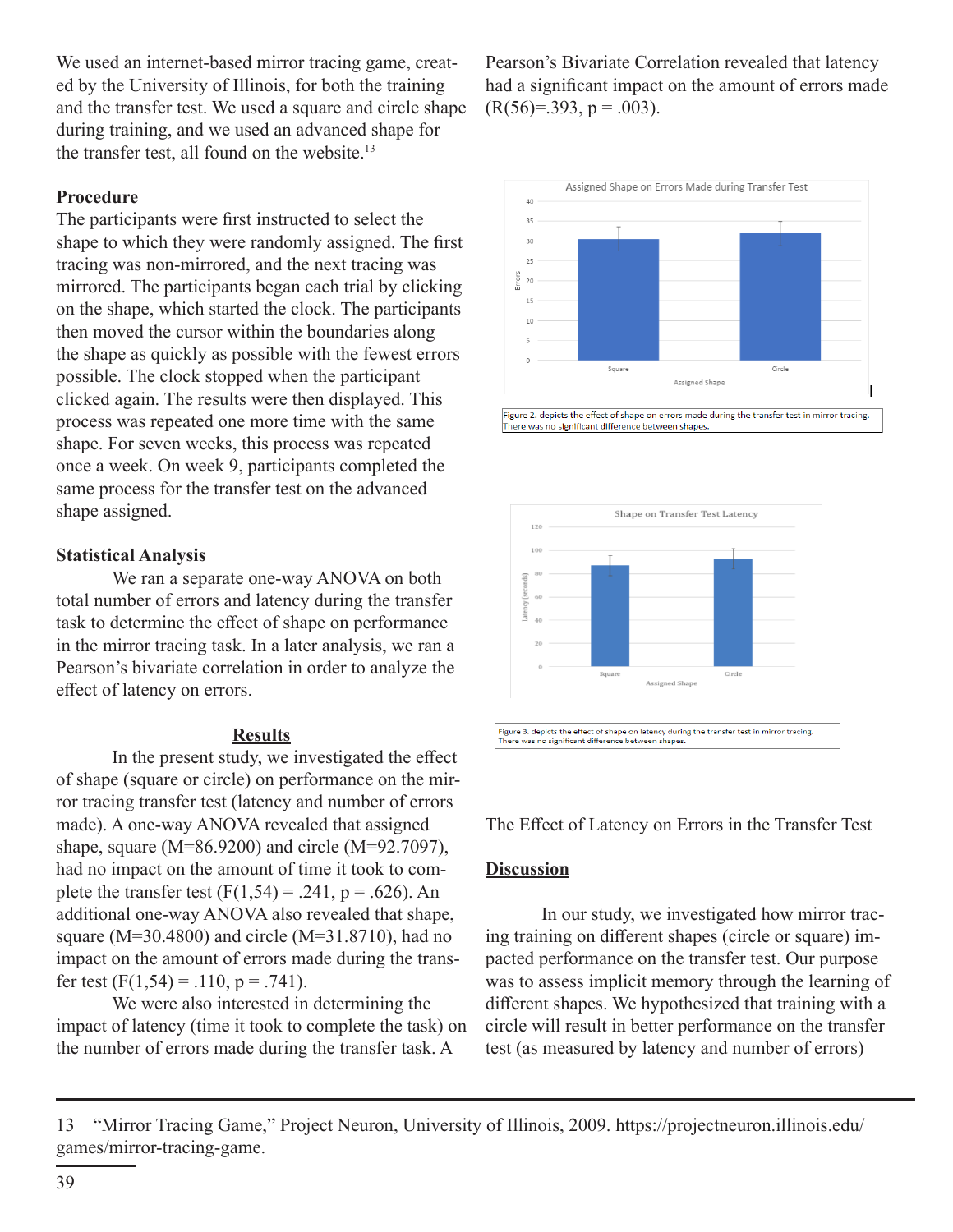We used an internet-based mirror tracing game, created by the University of Illinois, for both the training and the transfer test. We used a square and circle shape during training, and we used an advanced shape for the transfer test, all found on the website.[13]

### Procedure

The participants were first instructed to select the shape to which they were randomly assigned. The first tracing was non-mirrored, and the next tracing was mirrored. The participants began each trial by clicking on the shape, which started the clock. The participants then moved the cursor within the boundaries along the shape as quickly as possible with the fewest errors possible. The clock stopped when the participant clicked again. The results were then displayed. This process was repeated one more time with the same shape. For seven weeks, this process was repeated once a week. On week 9, participants completed the same process for the transfer test on the advanced shape assigned.

### Statistical Analysis

We ran a separate one-way ANOVA on both total number of errors and latency during the transfer task to determine the effect of shape on performance in the mirror tracing task. In a later analysis, we ran a Pearson's bivariate correlation in order to analyze the effect of latency on errors.

## Results

In the present study, we investigated the effect of shape (square or circle) on performance on the mirror tracing transfer test (latency and number of errors made). A one-way ANOVA revealed that assigned shape, square (M=86.9200) and circle (M=92.7097), had no impact on the amount of time it took to complete the transfer test ($F(1,54) = .241$, $p = .626$). An additional one-way ANOVA also revealed that shape, square (M=30.4800) and circle (M=31.8710), had no impact on the amount of errors made during the transfer test ($F(1,54) = .110$, $p = .741$).

We were also interested in determining the impact of latency (time it took to complete the task) on the number of errors made during the transfer task. A Pearson's Bivariate Correlation revealed that latency had a significant impact on the amount of errors made ($R(56)=.393$, $p = .003$).

Figure 2. depicts the effect of shape on errors made during the transfer test in mirror tracing. There was no significant difference between shapes.

Figure 3. depicts the effect of shape on latency during the transfer test in mirror tracing. There was no significant difference between shapes.

The Effect of Latency on Errors in the Transfer Test

## Discussion

In our study, we investigated how mirror tracing training on different shapes (circle or square) impacted performance on the transfer test. Our purpose was to assess implicit memory through the learning of different shapes. We hypothesized that training with a circle will result in better performance on the transfer test (as measured by latency and number of errors)

13 "Mirror Tracing Game," Project Neuron, University of Illinois, 2009. https://projectneuron.illinois.edu/games/mirror-tracing-game.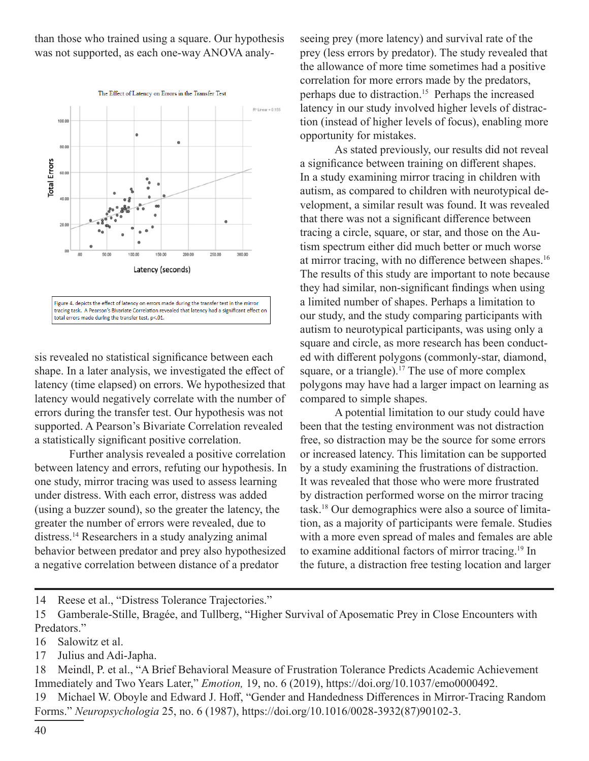than those who trained using a square. Our hypothesis was not supported, as each one-way ANOVA analysis revealed no statistical significance between each shape. In a later analysis, we investigated the effect of latency (time elapsed) on errors. We hypothesized that latency would negatively correlate with the number of errors during the transfer test. Our hypothesis was not supported. A Pearson's Bivariate Correlation revealed a statistically significant positive correlation.

Figure 4. depicts the effect of latency on errors made during the transfer test in the mirror tracing task. A Pearson's Bivariate Correlation revealed that latency had a significant effect on total errors made during the transfer test, $p<.01$.

Further analysis revealed a positive correlation between latency and errors, refuting our hypothesis. In one study, mirror tracing was used to assess learning under distress. With each error, distress was added (using a buzzer sound), so the greater the latency, the greater the number of errors were revealed, due to distress.[14] Researchers in a study analyzing animal behavior between predator and prey also hypothesized a negative correlation between distance of a predator seeing prey (more latency) and survival rate of the prey (less errors by predator). The study revealed that the allowance of more time sometimes had a positive correlation for more errors made by the predators, perhaps due to distraction.[15] Perhaps the increased latency in our study involved higher levels of distraction (instead of higher levels of focus), enabling more opportunity for mistakes.

As stated previously, our results did not reveal a significance between training on different shapes. In a study examining mirror tracing in children with autism, as compared to children with neurotypical development, a similar result was found. It was revealed that there was not a significant difference between tracing a circle, square, or star, and those on the Autism spectrum either did much better or much worse at mirror tracing, with no difference between shapes.[16] The results of this study are important to note because they had similar, non-significant findings when using a limited number of shapes. Perhaps a limitation to our study, and the study comparing participants with autism to neurotypical participants, was using only a square and circle, as more research has been conducted with different polygons (commonly-star, diamond, square, or a triangle).[17] The use of more complex polygons may have had a larger impact on learning as compared to simple shapes.

A potential limitation to our study could have been that the testing environment was not distraction free, so distraction may be the source for some errors or increased latency. This limitation can be supported by a study examining the frustrations of distraction. It was revealed that those who were more frustrated by distraction performed worse on the mirror tracing task.[18] Our demographics were also a source of limitation, as a majority of participants were female. Studies with a more even spread of males and females are able to examine additional factors of mirror tracing.[19] In the future, a distraction free testing location and larger

---

14 Reese et al., "Distress Tolerance Trajectories."

15 Gamberale-Stille, Bragée, and Tullberg, "Higher Survival of Aposematic Prey in Close Encounters with Predators."

16 Salowitz et al.

17 Julius and Adi-Japha.

18 Meindl, P. et al., "A Brief Behavioral Measure of Frustration Tolerance Predicts Academic Achievement Immediately and Two Years Later," *Emotion,* 19, no. 6 (2019), https://doi.org/10.1037/emo0000492.

19 Michael W. Oboyle and Edward J. Hoff, "Gender and Handedness Differences in Mirror-Tracing Random Forms." *Neuropsychologia* 25, no. 6 (1987), https://doi.org/10.1016/0028-3932(87)90102-3.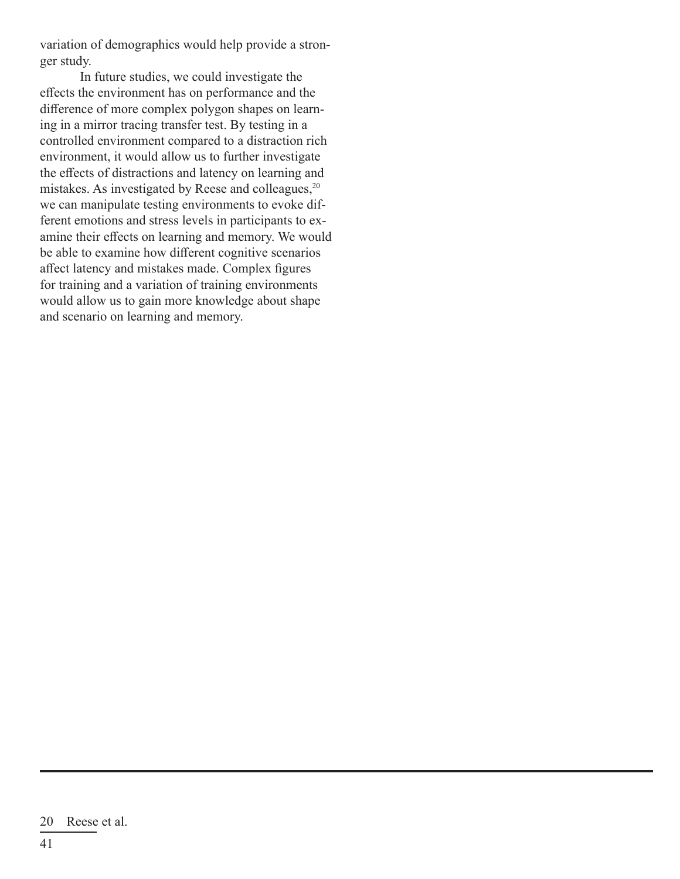variation of demographics would help provide a stronger study.

In future studies, we could investigate the effects the environment has on performance and the difference of more complex polygon shapes on learning in a mirror tracing transfer test. By testing in a controlled environment compared to a distraction rich environment, it would allow us to further investigate the effects of distractions and latency on learning and mistakes. As investigated by Reese and colleagues,[20] we can manipulate testing environments to evoke different emotions and stress levels in participants to examine their effects on learning and memory. We would be able to examine how different cognitive scenarios affect latency and mistakes made. Complex figures for training and a variation of training environments would allow us to gain more knowledge about shape and scenario on learning and memory.

---

20 Reese et al.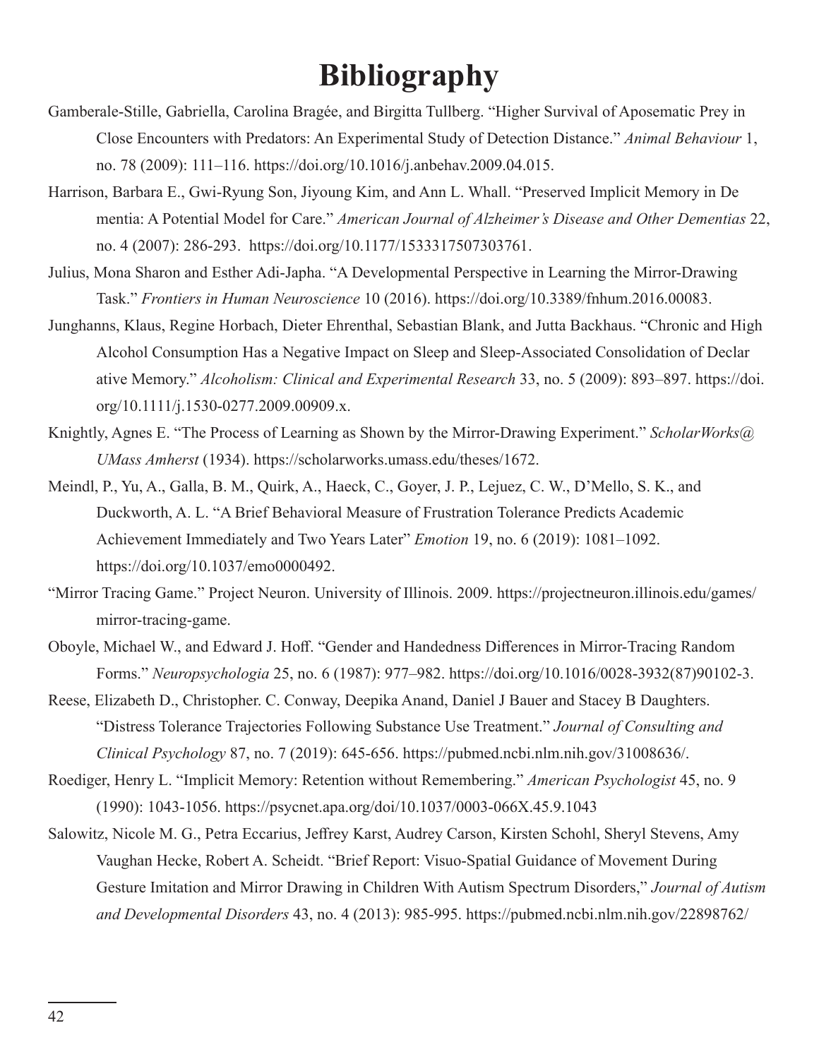# Bibliography

Gamberale-Stille, Gabriella, Carolina Bragée, and Birgitta Tullberg. "Higher Survival of Aposematic Prey in Close Encounters with Predators: An Experimental Study of Detection Distance." *Animal Behaviour* 1, no. 78 (2009): 111–116. https://doi.org/10.1016/j.anbehav.2009.04.015.

Harrison, Barbara E., Gwi-Ryung Son, Jiyoung Kim, and Ann L. Whall. "Preserved Implicit Memory in Dementia: A Potential Model for Care." *American Journal of Alzheimer's Disease and Other Dementias* 22, no. 4 (2007): 286-293. https://doi.org/10.1177/1533317507303761.

Julius, Mona Sharon and Esther Adi-Japha. "A Developmental Perspective in Learning the Mirror-Drawing Task." *Frontiers in Human Neuroscience* 10 (2016). https://doi.org/10.3389/fnhum.2016.00083.

Junghanns, Klaus, Regine Horbach, Dieter Ehrenthal, Sebastian Blank, and Jutta Backhaus. "Chronic and High Alcohol Consumption Has a Negative Impact on Sleep and Sleep-Associated Consolidation of Declarative Memory." *Alcoholism: Clinical and Experimental Research* 33, no. 5 (2009): 893–897. https://doi.org/10.1111/j.1530-0277.2009.00909.x.

Knightly, Agnes E. "The Process of Learning as Shown by the Mirror-Drawing Experiment." *ScholarWorks@UMass Amherst* (1934). https://scholarworks.umass.edu/theses/1672.

Meindl, P., Yu, A., Galla, B. M., Quirk, A., Haeck, C., Goyer, J. P., Lejuez, C. W., D'Mello, S. K., and Duckworth, A. L. "A Brief Behavioral Measure of Frustration Tolerance Predicts Academic Achievement Immediately and Two Years Later" *Emotion* 19, no. 6 (2019): 1081–1092. https://doi.org/10.1037/emo0000492.

"Mirror Tracing Game." Project Neuron. University of Illinois. 2009. https://projectneuron.illinois.edu/games/mirror-tracing-game.

Oboyle, Michael W., and Edward J. Hoff. "Gender and Handedness Differences in Mirror-Tracing Random Forms." *Neuropsychologia* 25, no. 6 (1987): 977–982. https://doi.org/10.1016/0028-3932(87)90102-3.

Reese, Elizabeth D., Christopher. C. Conway, Deepika Anand, Daniel J Bauer and Stacey B Daughters. "Distress Tolerance Trajectories Following Substance Use Treatment." *Journal of Consulting and Clinical Psychology* 87, no. 7 (2019): 645-656. https://pubmed.ncbi.nlm.nih.gov/31008636/.

Roediger, Henry L. "Implicit Memory: Retention without Remembering." *American Psychologist* 45, no. 9 (1990): 1043-1056. https://psycnet.apa.org/doi/10.1037/0003-066X.45.9.1043

Salowitz, Nicole M. G., Petra Eccarius, Jeffrey Karst, Audrey Carson, Kirsten Schohl, Sheryl Stevens, Amy Vaughan Hecke, Robert A. Scheidt. "Brief Report: Visuo-Spatial Guidance of Movement During Gesture Imitation and Mirror Drawing in Children With Autism Spectrum Disorders," *Journal of Autism and Developmental Disorders* 43, no. 4 (2013): 985-995. https://pubmed.ncbi.nlm.nih.gov/22898762/